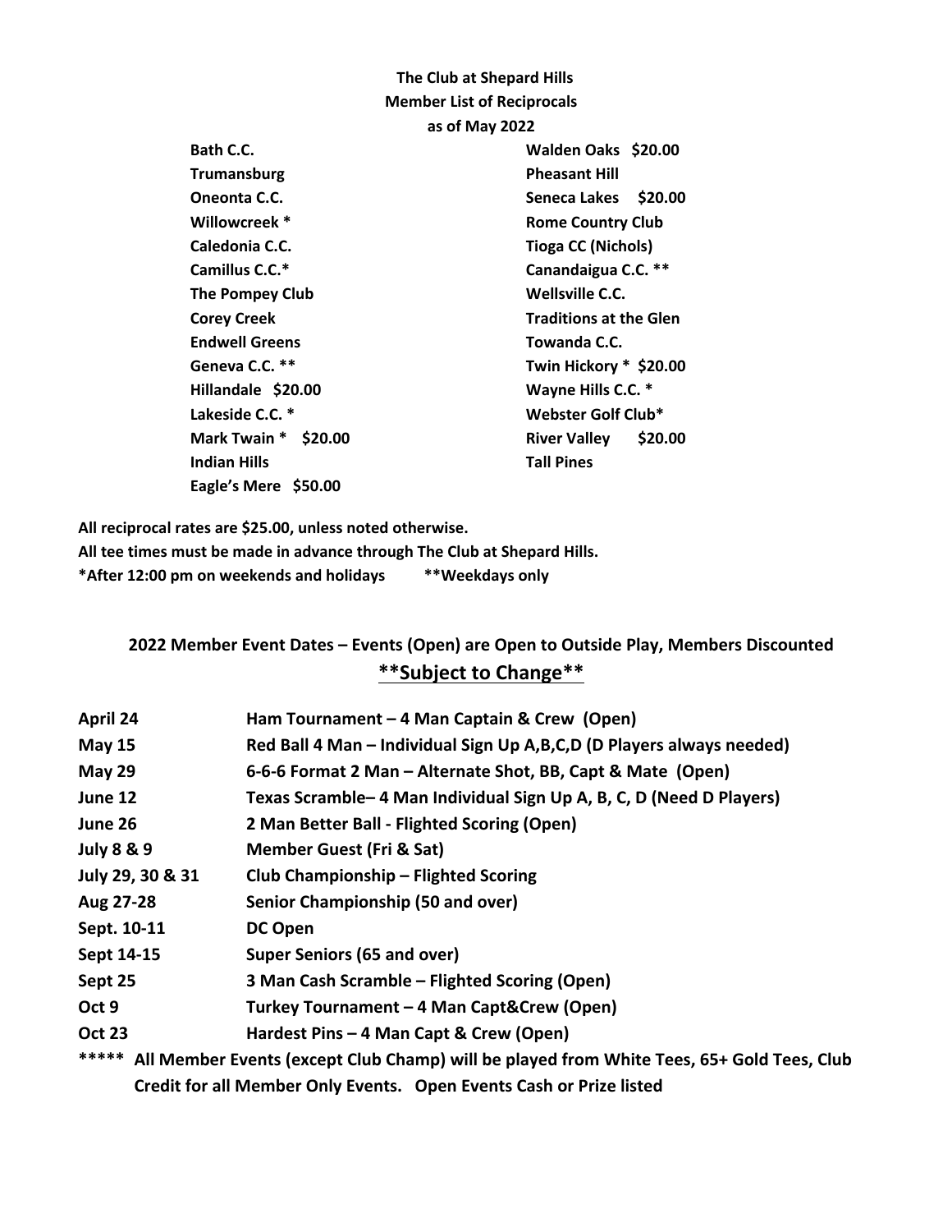**The Club at Shepard Hills**
**Member List of Reciprocals**
**as of May 2022**

| | |
|---|---|
| Bath C.C. | Walden Oaks $20.00 |
| Trumansburg | Pheasant Hill |
| Oneonta C.C. | Seneca Lakes $20.00 |
| Willowcreek * | Rome Country Club |
| Caledonia C.C. | Tioga CC (Nichols) |
| Camillus C.C.* | Canandaigua C.C. ** |
| The Pompey Club | Wellsville C.C. |
| Corey Creek | Traditions at the Glen |
| Endwell Greens | Towanda C.C. |
| Geneva C.C. ** | Twin Hickory * $20.00 |
| Hillandale $20.00 | Wayne Hills C.C. * |
| Lakeside C.C. * | Webster Golf Club* |
| Mark Twain * $20.00 | River Valley $20.00 |
| Indian Hills | Tall Pines |
| Eagle's Mere $50.00 | |

**All reciprocal rates are $25.00, unless noted otherwise.**
**All tee times must be made in advance through The Club at Shepard Hills.**
**\*After 12:00 pm on weekends and holidays** **\*\*Weekdays only**

## 2022 Member Event Dates – Events (Open) are Open to Outside Play, Members Discounted

## **Subject to Change**

| | |
|---|---|
| April 24 | Ham Tournament – 4 Man Captain & Crew (Open) |
| May 15 | Red Ball 4 Man – Individual Sign Up A,B,C,D (D Players always needed) |
| May 29 | 6-6-6 Format 2 Man – Alternate Shot, BB, Capt & Mate (Open) |
| June 12 | Texas Scramble– 4 Man Individual Sign Up A, B, C, D (Need D Players) |
| June 26 | 2 Man Better Ball - Flighted Scoring (Open) |
| July 8 & 9 | Member Guest (Fri & Sat) |
| July 29, 30 & 31 | Club Championship – Flighted Scoring |
| Aug 27-28 | Senior Championship (50 and over) |
| Sept. 10-11 | DC Open |
| Sept 14-15 | Super Seniors (65 and over) |
| Sept 25 | 3 Man Cash Scramble – Flighted Scoring (Open) |
| Oct 9 | Turkey Tournament – 4 Man Capt&Crew (Open) |
| Oct 23 | Hardest Pins – 4 Man Capt & Crew (Open) |

**\*\*\*\*\* All Member Events (except Club Champ) will be played from White Tees, 65+ Gold Tees, Club Credit for all Member Only Events. Open Events Cash or Prize listed**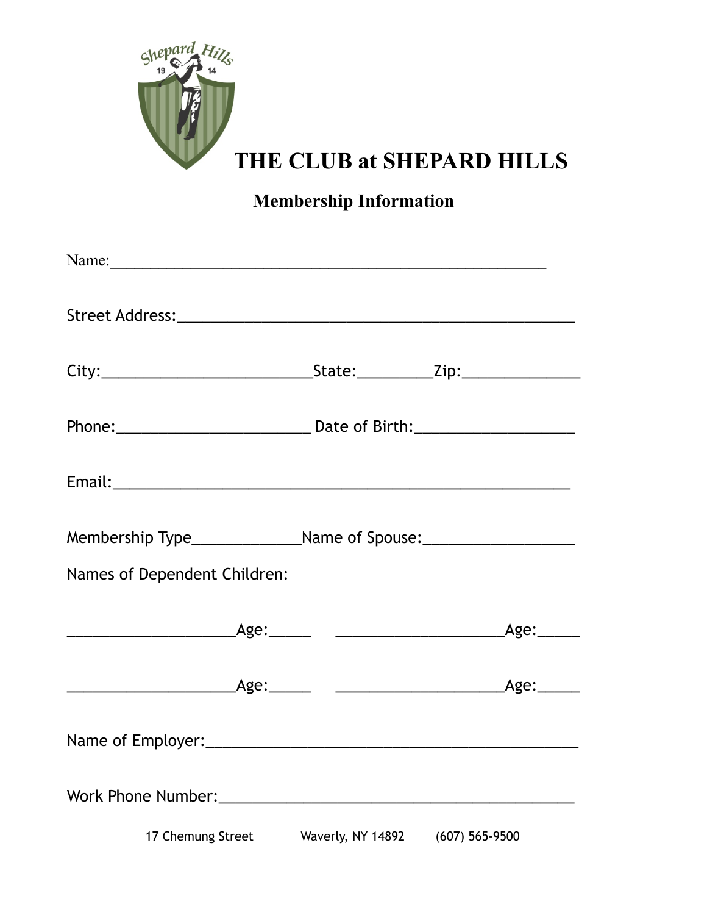# THE CLUB at SHEPARD HILLS

## Membership Information

Name:_______________________________________________________

Street Address:_______________________________________________

City:__________________________State:_________Zip:______________

Phone:________________________ Date of Birth:___________________

Email:_________________________________________________________

Membership Type_____________Name of Spouse:__________________

Names of Dependent Children:

____________________Age:_____ ____________________Age:_____

____________________Age:_____ ____________________Age:_____

Name of Employer:______________________________________________

Work Phone Number:____________________________________________

17 Chemung Street Waverly, NY 14892 (607) 565-9500